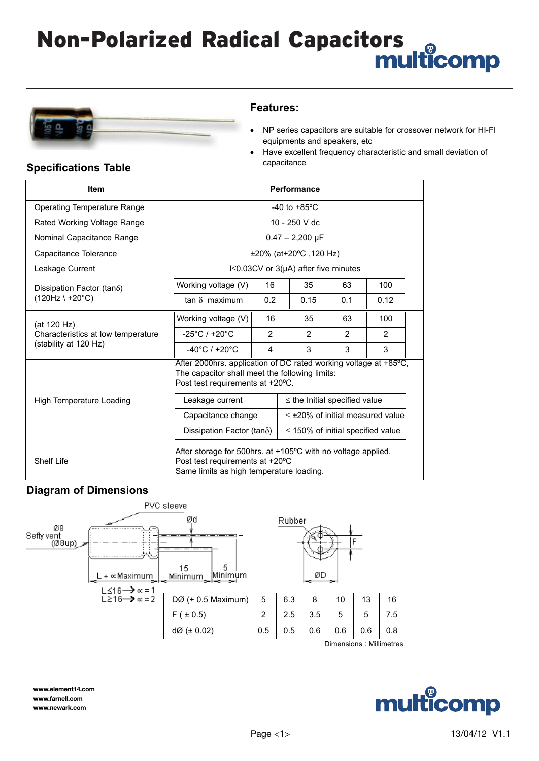# Non-Polarized Radical Capacitors

multicomp

## Features:

- NP series capacitors are suitable for crossover network for HI-FI equipments and speakers, etc
- Have excellent frequency characteristic and small deviation of capacitance

## Specifications Table

| Item | Performance | | | | |
|---|---|---|---|---|---|
| Operating Temperature Range | -40 to +85ºC | | | | |
| Rated Working Voltage Range | 10 - 250 V dc | | | | |
| Nominal Capacitance Range | 0.47 – 2,200 µF | | | | |
| Capacitance Tolerance | ±20% (at+20ºC ,120 Hz) | | | | |
| Leakage Current | I≤0.03CV or 3(µA) after five minutes | | | | |
| Dissipation Factor (tanδ) (120Hz \ +20°C) | Working voltage (V) | 16 | 35 | 63 | 100 |
| | tan δ maximum | 0.2 | 0.15 | 0.1 | 0.12 |
| (at 120 Hz) Characteristics at low temperature (stability at 120 Hz) | Working voltage (V) | 16 | 35 | 63 | 100 |
| | -25°C / +20°C | 2 | 2 | 2 | 2 |
| | -40°C / +20°C | 4 | 3 | 3 | 3 |
| High Temperature Loading | After 2000hrs. application of DC rated working voltage at +85ºC, The capacitor shall meet the following limits: Post test requirements at +20ºC. | | | | |
| | Leakage current | ≤ the Initial specified value | | | |
| | Capacitance change | ≤ ±20% of initial measured value | | | |
| | Dissipation Factor (tanδ) | ≤ 150% of initial specified value | | | |
| Shelf Life | After storage for 500hrs. at +105ºC with no voltage applied. Post test requirements at +20ºC Same limits as high temperature loading. | | | | |

## Diagram of Dimensions

PVC sleeve

Ød

Ø8 Sefty vent (Ø8up)

L + ∝ Maximum

15 Minimum

5 Minimum

L≤16 → ∝ = 1
L≥16 → ∝ = 2

Rubber

F

ØD

| DØ (+ 0.5 Maximum) | 5 | 6.3 | 8 | 10 | 13 | 16 |
|---|---|---|---|---|---|---|
| F ( ± 0.5) | 2 | 2.5 | 3.5 | 5 | 5 | 7.5 |
| dØ (± 0.02) | 0.5 | 0.5 | 0.6 | 0.6 | 0.6 | 0.8 |

Dimensions : Millimetres

www.element14.com
www.farnell.com
www.newark.com

13/04/12 V1.1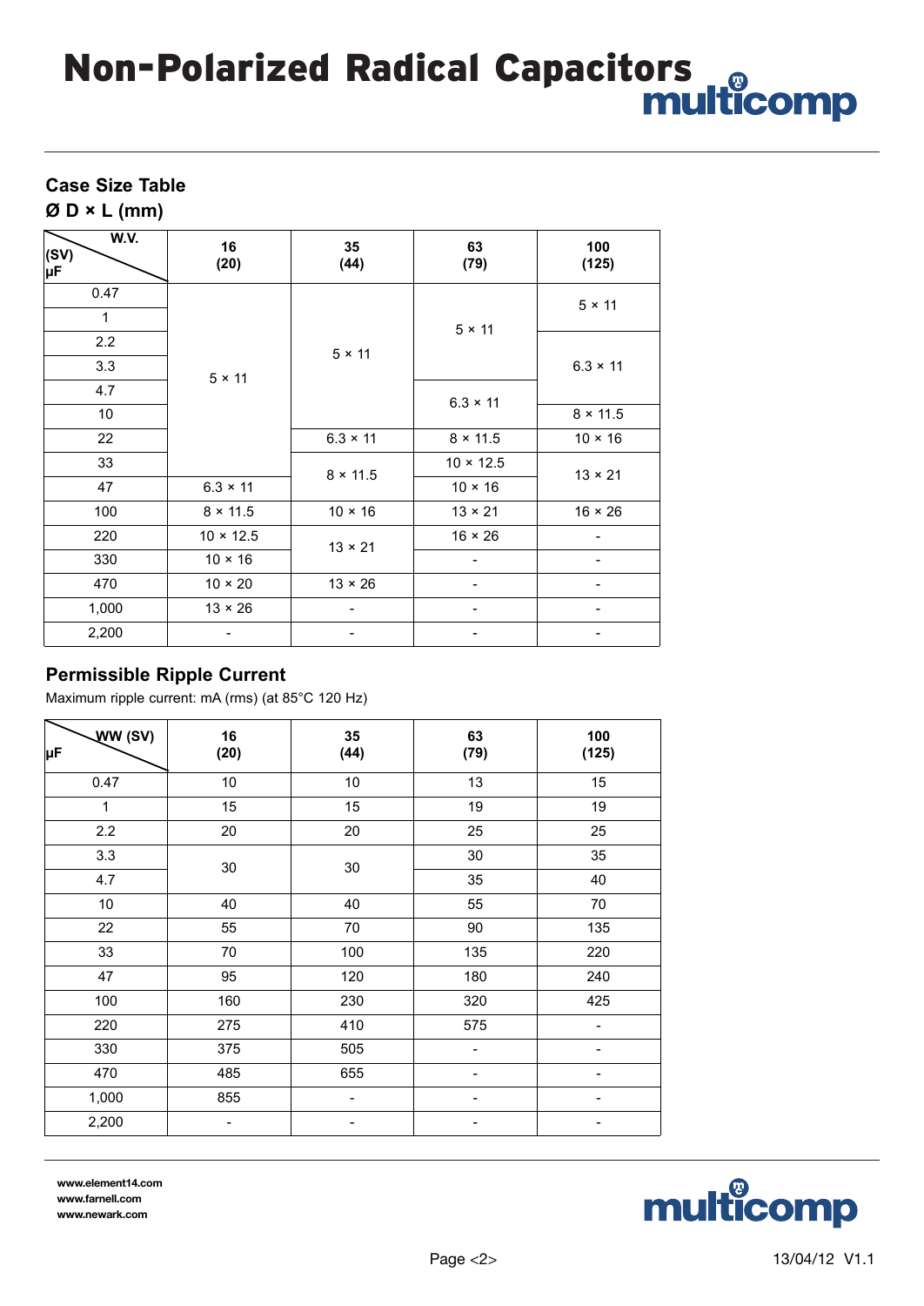# Non-Polarized Radical Capacitors

## Case Size Table

**Ø D × L (mm)**

| W.V. (SV) µF | 16 (20) | 35 (44) | 63 (79) | 100 (125) |
|---|---|---|---|---|
| 0.47 | 5 × 11 | 5 × 11 | 5 × 11 | 5 × 11 |
| 1 | 5 × 11 | 5 × 11 | 5 × 11 | 5 × 11 |
| 2.2 | 5 × 11 | 5 × 11 | 5 × 11 | 6.3 × 11 |
| 3.3 | 5 × 11 | 5 × 11 | 5 × 11 | 6.3 × 11 |
| 4.7 | 5 × 11 | 5 × 11 | 6.3 × 11 | 6.3 × 11 |
| 10 | 5 × 11 | 5 × 11 | 6.3 × 11 | 8 × 11.5 |
| 22 | 5 × 11 | 6.3 × 11 | 8 × 11.5 | 10 × 16 |
| 33 | 5 × 11 | 8 × 11.5 | 10 × 12.5 | 13 × 21 |
| 47 | 6.3 × 11 | 8 × 11.5 | 10 × 16 | 13 × 21 |
| 100 | 8 × 11.5 | 10 × 16 | 13 × 21 | 16 × 26 |
| 220 | 10 × 12.5 | 13 × 21 | 16 × 26 | - |
| 330 | 10 × 16 | 13 × 21 | - | - |
| 470 | 10 × 20 | 13 × 26 | - | - |
| 1,000 | 13 × 26 | - | - | - |
| 2,200 | - | - | - | - |

## Permissible Ripple Current

Maximum ripple current: mA (rms) (at 85°C 120 Hz)

| WW (SV) µF | 16 (20) | 35 (44) | 63 (79) | 100 (125) |
|---|---|---|---|---|
| 0.47 | 10 | 10 | 13 | 15 |
| 1 | 15 | 15 | 19 | 19 |
| 2.2 | 20 | 20 | 25 | 25 |
| 3.3 | 30 | 30 | 30 | 35 |
| 4.7 | 30 | 30 | 35 | 40 |
| 10 | 40 | 40 | 55 | 70 |
| 22 | 55 | 70 | 90 | 135 |
| 33 | 70 | 100 | 135 | 220 |
| 47 | 95 | 120 | 180 | 240 |
| 100 | 160 | 230 | 320 | 425 |
| 220 | 275 | 410 | 575 | - |
| 330 | 375 | 505 | - | - |
| 470 | 485 | 655 | - | - |
| 1,000 | 855 | - | - | - |
| 2,200 | - | - | - | - |

www.element14.com
www.farnell.com
www.newark.com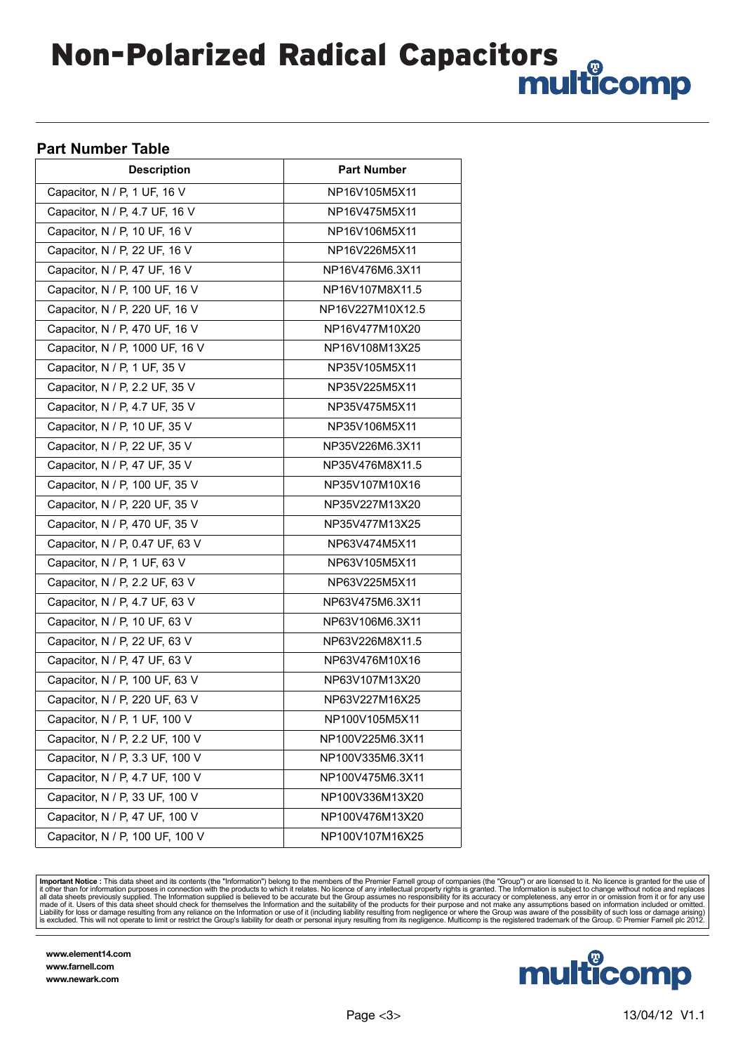# Non-Polarized Radical Capacitors

## Part Number Table

| Description | Part Number |
|---|---|
| Capacitor, N / P, 1 UF, 16 V | NP16V105M5X11 |
| Capacitor, N / P, 4.7 UF, 16 V | NP16V475M5X11 |
| Capacitor, N / P, 10 UF, 16 V | NP16V106M5X11 |
| Capacitor, N / P, 22 UF, 16 V | NP16V226M5X11 |
| Capacitor, N / P, 47 UF, 16 V | NP16V476M6.3X11 |
| Capacitor, N / P, 100 UF, 16 V | NP16V107M8X11.5 |
| Capacitor, N / P, 220 UF, 16 V | NP16V227M10X12.5 |
| Capacitor, N / P, 470 UF, 16 V | NP16V477M10X20 |
| Capacitor, N / P, 1000 UF, 16 V | NP16V108M13X25 |
| Capacitor, N / P, 1 UF, 35 V | NP35V105M5X11 |
| Capacitor, N / P, 2.2 UF, 35 V | NP35V225M5X11 |
| Capacitor, N / P, 4.7 UF, 35 V | NP35V475M5X11 |
| Capacitor, N / P, 10 UF, 35 V | NP35V106M5X11 |
| Capacitor, N / P, 22 UF, 35 V | NP35V226M6.3X11 |
| Capacitor, N / P, 47 UF, 35 V | NP35V476M8X11.5 |
| Capacitor, N / P, 100 UF, 35 V | NP35V107M10X16 |
| Capacitor, N / P, 220 UF, 35 V | NP35V227M13X20 |
| Capacitor, N / P, 470 UF, 35 V | NP35V477M13X25 |
| Capacitor, N / P, 0.47 UF, 63 V | NP63V474M5X11 |
| Capacitor, N / P, 1 UF, 63 V | NP63V105M5X11 |
| Capacitor, N / P, 2.2 UF, 63 V | NP63V225M5X11 |
| Capacitor, N / P, 4.7 UF, 63 V | NP63V475M6.3X11 |
| Capacitor, N / P, 10 UF, 63 V | NP63V106M6.3X11 |
| Capacitor, N / P, 22 UF, 63 V | NP63V226M8X11.5 |
| Capacitor, N / P, 47 UF, 63 V | NP63V476M10X16 |
| Capacitor, N / P, 100 UF, 63 V | NP63V107M13X20 |
| Capacitor, N / P, 220 UF, 63 V | NP63V227M16X25 |
| Capacitor, N / P, 1 UF, 100 V | NP100V105M5X11 |
| Capacitor, N / P, 2.2 UF, 100 V | NP100V225M6.3X11 |
| Capacitor, N / P, 3.3 UF, 100 V | NP100V335M6.3X11 |
| Capacitor, N / P, 4.7 UF, 100 V | NP100V475M6.3X11 |
| Capacitor, N / P, 33 UF, 100 V | NP100V336M13X20 |
| Capacitor, N / P, 47 UF, 100 V | NP100V476M13X20 |
| Capacitor, N / P, 100 UF, 100 V | NP100V107M16X25 |

**Important Notice :** This data sheet and its contents (the "Information") belong to the members of the Premier Farnell group of companies (the "Group") or are licensed to it. No licence is granted for the use of it other than for information purposes in connection with the products to which it relates. No licence of any intellectual property rights is granted. The Information is subject to change without notice and replaces all data sheets previously supplied. The Information supplied is believed to be accurate but the Group assumes no responsibility for its accuracy or completeness, any error in or omission from it or for any use made of it. Users of this data sheet should check for themselves the Information and the suitability of the products for their purpose and not make any assumptions based on information included or omitted. Liability for loss or damage resulting from any reliance on the Information or use of it (including liability resulting from negligence or where the Group was aware of the possibility of such loss or damage arising) is excluded. This will not operate to limit or restrict the Group's liability for death or personal injury resulting from its negligence. Multicomp is the registered trademark of the Group. © Premier Farnell plc 2012.

**www.element14.com**
**www.farnell.com**
**www.newark.com**

13/04/12 V1.1